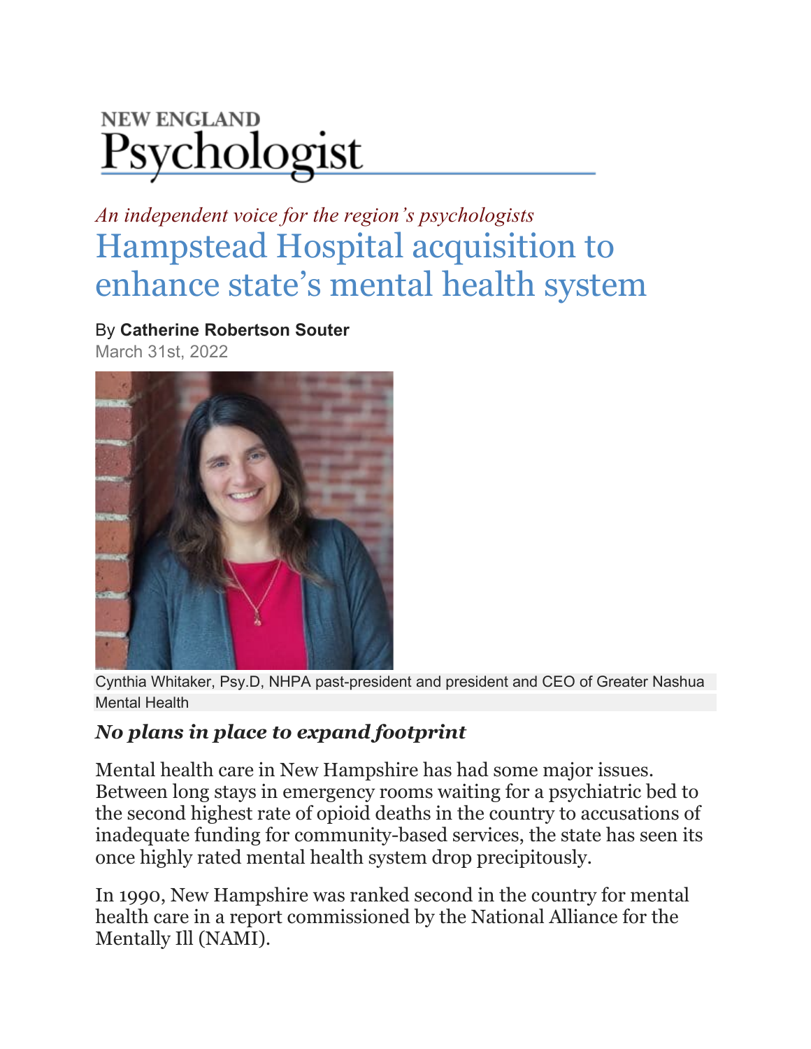NEW ENGLAND

# Psychologist

*An independent voice for the region's psychologists*

# Hampstead Hospital acquisition to enhance state's mental health system

By **Catherine Robertson Souter**
March 31st, 2022

Cynthia Whitaker, Psy.D, NHPA past-president and president and CEO of Greater Nashua Mental Health

### *No plans in place to expand footprint*

Mental health care in New Hampshire has had some major issues. Between long stays in emergency rooms waiting for a psychiatric bed to the second highest rate of opioid deaths in the country to accusations of inadequate funding for community-based services, the state has seen its once highly rated mental health system drop precipitously.

In 1990, New Hampshire was ranked second in the country for mental health care in a report commissioned by the National Alliance for the Mentally Ill (NAMI).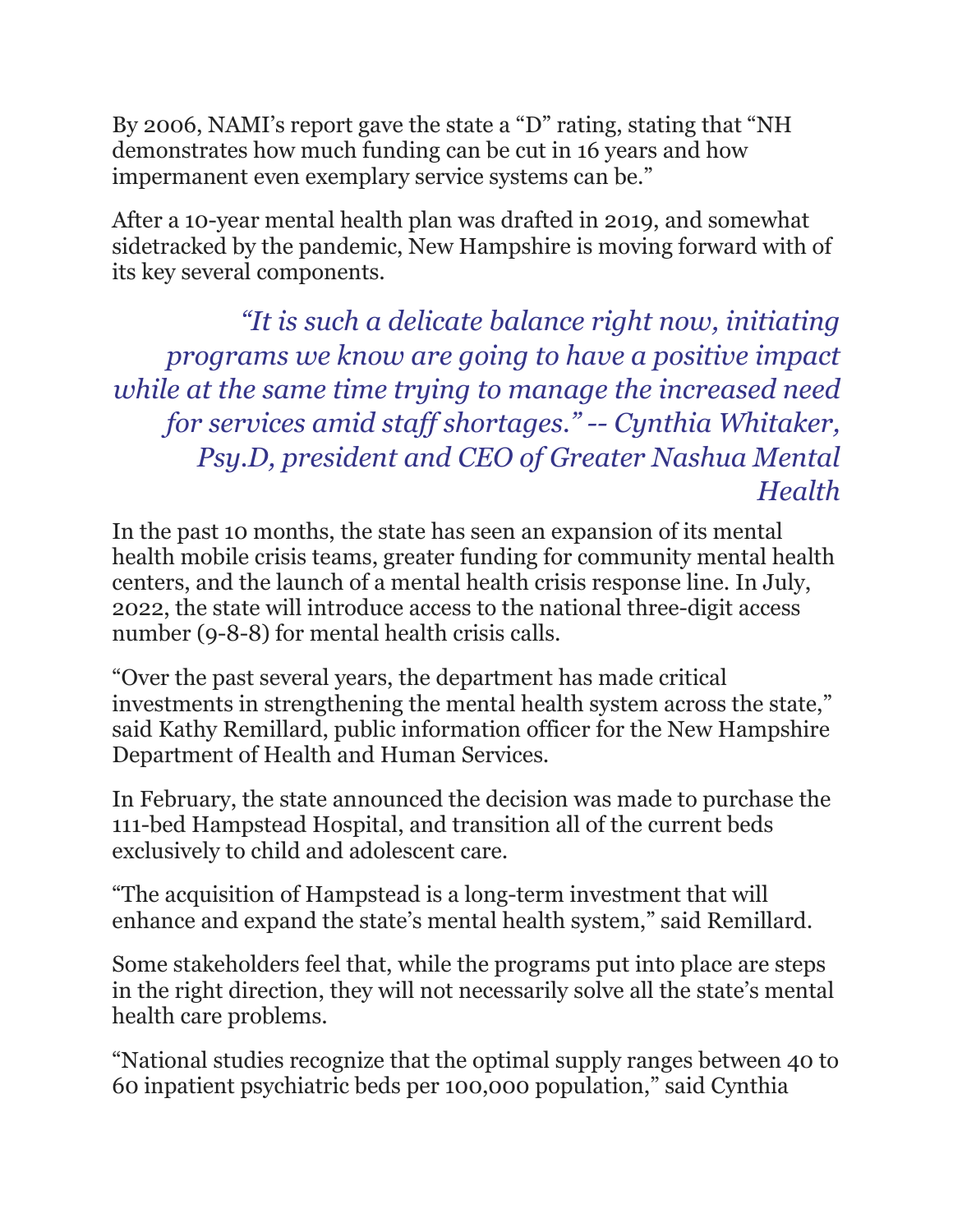By 2006, NAMI's report gave the state a "D" rating, stating that "NH demonstrates how much funding can be cut in 16 years and how impermanent even exemplary service systems can be."

After a 10-year mental health plan was drafted in 2019, and somewhat sidetracked by the pandemic, New Hampshire is moving forward with of its key several components.

> *"It is such a delicate balance right now, initiating programs we know are going to have a positive impact while at the same time trying to manage the increased need for services amid staff shortages." -- Cynthia Whitaker, Psy.D, president and CEO of Greater Nashua Mental Health*

In the past 10 months, the state has seen an expansion of its mental health mobile crisis teams, greater funding for community mental health centers, and the launch of a mental health crisis response line. In July, 2022, the state will introduce access to the national three-digit access number (9-8-8) for mental health crisis calls.

"Over the past several years, the department has made critical investments in strengthening the mental health system across the state," said Kathy Remillard, public information officer for the New Hampshire Department of Health and Human Services.

In February, the state announced the decision was made to purchase the 111-bed Hampstead Hospital, and transition all of the current beds exclusively to child and adolescent care.

"The acquisition of Hampstead is a long-term investment that will enhance and expand the state's mental health system," said Remillard.

Some stakeholders feel that, while the programs put into place are steps in the right direction, they will not necessarily solve all the state's mental health care problems.

"National studies recognize that the optimal supply ranges between 40 to 60 inpatient psychiatric beds per 100,000 population," said Cynthia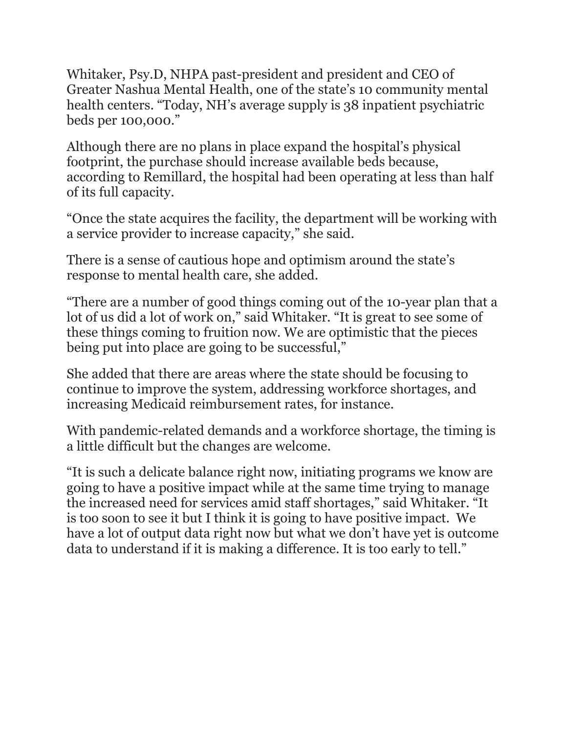Whitaker, Psy.D, NHPA past-president and president and CEO of Greater Nashua Mental Health, one of the state's 10 community mental health centers. "Today, NH's average supply is 38 inpatient psychiatric beds per 100,000."

Although there are no plans in place expand the hospital's physical footprint, the purchase should increase available beds because, according to Remillard, the hospital had been operating at less than half of its full capacity.

"Once the state acquires the facility, the department will be working with a service provider to increase capacity," she said.

There is a sense of cautious hope and optimism around the state's response to mental health care, she added.

"There are a number of good things coming out of the 10-year plan that a lot of us did a lot of work on," said Whitaker. "It is great to see some of these things coming to fruition now. We are optimistic that the pieces being put into place are going to be successful,"

She added that there are areas where the state should be focusing to continue to improve the system, addressing workforce shortages, and increasing Medicaid reimbursement rates, for instance.

With pandemic-related demands and a workforce shortage, the timing is a little difficult but the changes are welcome.

"It is such a delicate balance right now, initiating programs we know are going to have a positive impact while at the same time trying to manage the increased need for services amid staff shortages," said Whitaker. "It is too soon to see it but I think it is going to have positive impact. We have a lot of output data right now but what we don't have yet is outcome data to understand if it is making a difference. It is too early to tell."